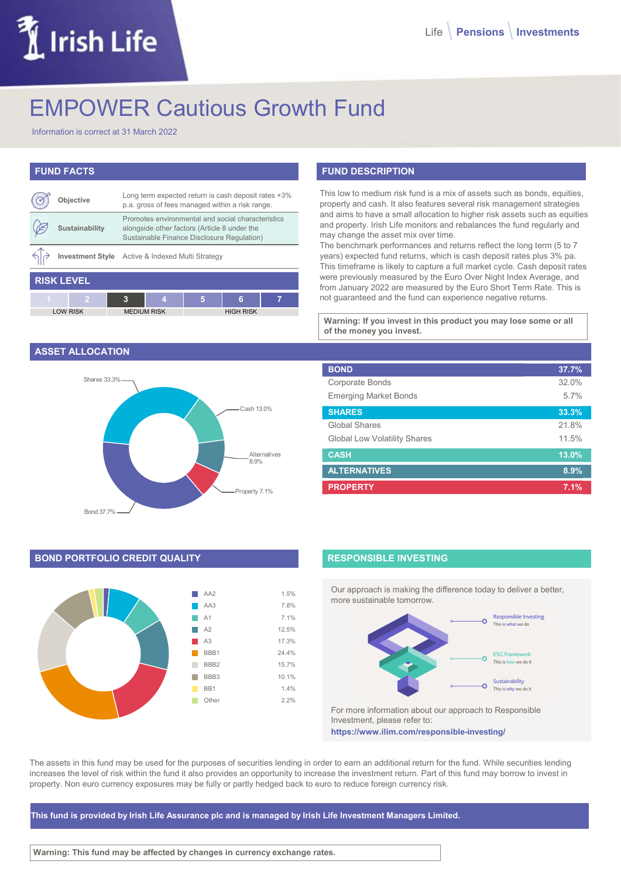Life | Pensions | Investments

# EMPOWER Cautious Growth Fund

Information is correct at 31 March 2022

## FUND FACTS

| | |
|---|---|
| **Objective** | Long term expected return is cash deposit rates +3% p.a. gross of fees managed within a risk range. |
| **Sustainability** | Promotes environmental and social characteristics alongside other factors (Article 8 under the Sustainable Finance Disclosure Regulation) |
| **Investment Style** | Active & Indexed Multi Strategy |

## RISK LEVEL

| 1 | 2 | 3 | 4 | 5 | 6 | 7 |
|---|---|---|---|---|---|---|
| LOW RISK | | MEDIUM RISK | | HIGH RISK | | |

## FUND DESCRIPTION

This low to medium risk fund is a mix of assets such as bonds, equities, property and cash. It also features several risk management strategies and aims to have a small allocation to higher risk assets such as equities and property. Irish Life monitors and rebalances the fund regularly and may change the asset mix over time.
The benchmark performances and returns reflect the long term (5 to 7 years) expected fund returns, which is cash deposit rates plus 3% pa. This timeframe is likely to capture a full market cycle. Cash deposit rates were previously measured by the Euro Over Night Index Average, and from January 2022 are measured by the Euro Short Term Rate. This is not guaranteed and the fund can experience negative returns.

**Warning: If you invest in this product you may lose some or all of the money you invest.**

## ASSET ALLOCATION

Shares 33.3%, Cash 13.0%, Alternatives 8.9%, Property 7.1%, Bond 37.7%

| | |
|---|---|
| **BOND** | **37.7%** |
| Corporate Bonds | 32.0% |
| Emerging Market Bonds | 5.7% |
| **SHARES** | **33.3%** |
| Global Shares | 21.8% |
| Global Low Volatility Shares | 11.5% |
| **CASH** | **13.0%** |
| **ALTERNATIVES** | **8.9%** |
| **PROPERTY** | **7.1%** |

## BOND PORTFOLIO CREDIT QUALITY

| Rating | % |
|---|---|
| AA2 | 1.5% |
| AA3 | 7.8% |
| A1 | 7.1% |
| A2 | 12.5% |
| A3 | 17.3% |
| BBB1 | 24.4% |
| BBB2 | 15.7% |
| BBB3 | 10.1% |
| BB1 | 1.4% |
| Other | 2.2% |

## RESPONSIBLE INVESTING

Our approach is making the difference today to deliver a better, more sustainable tomorrow.

Responsible Investing – This is what we do
ESG Framework – This is how we do it
Sustainability – This is why we do it

For more information about our approach to Responsible Investment, please refer to:
**https://www.ilim.com/responsible-investing/**

The assets in this fund may be used for the purposes of securities lending in order to earn an additional return for the fund. While securities lending increases the level of risk within the fund it also provides an opportunity to increase the investment return. Part of this fund may borrow to invest in property. Non euro currency exposures may be fully or partly hedged back to euro to reduce foreign currency risk.

**This fund is provided by Irish Life Assurance plc and is managed by Irish Life Investment Managers Limited.**

**Warning: This fund may be affected by changes in currency exchange rates.**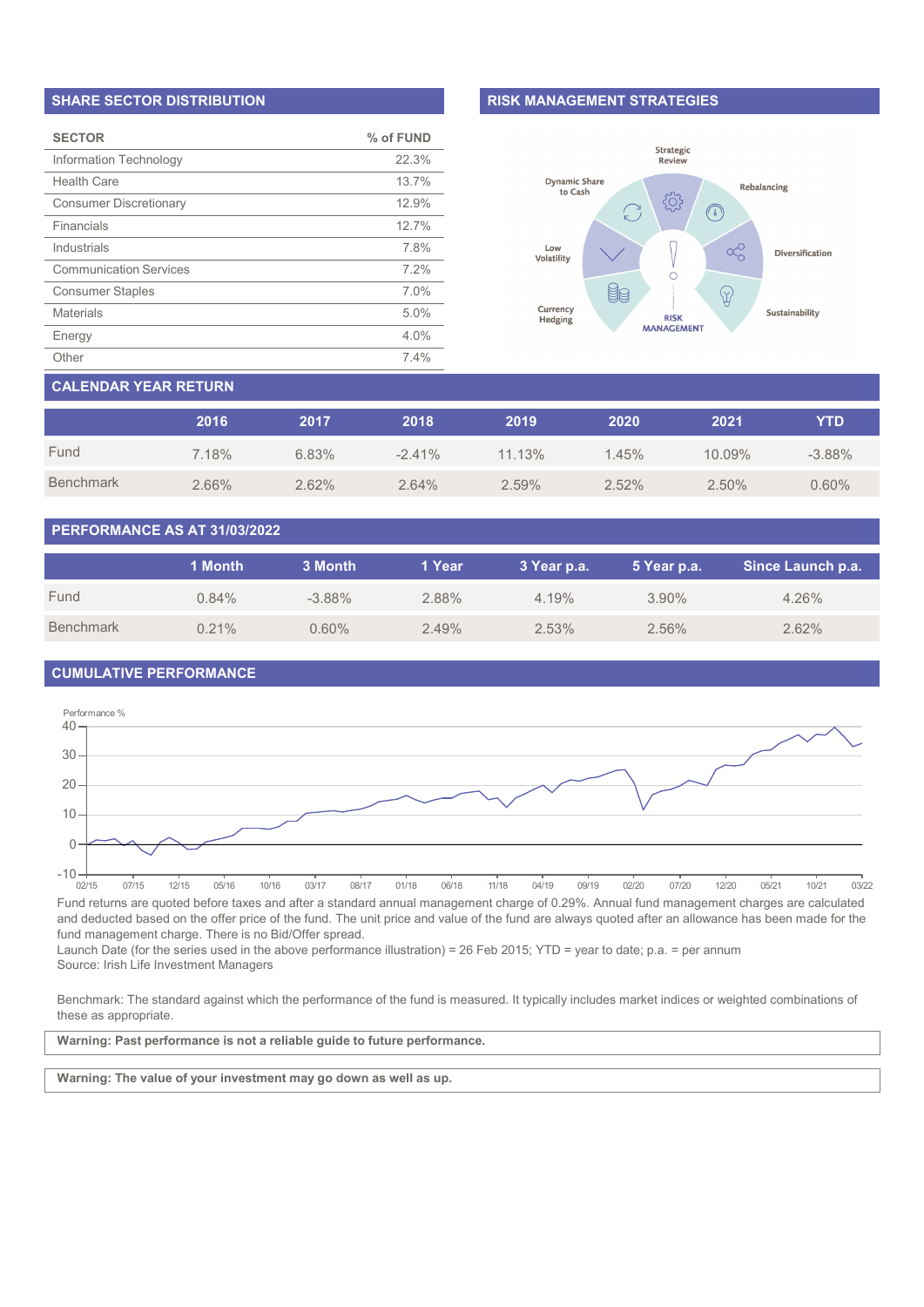## SHARE SECTOR DISTRIBUTION

| SECTOR | % of FUND |
|---|---|
| Information Technology | 22.3% |
| Health Care | 13.7% |
| Consumer Discretionary | 12.9% |
| Financials | 12.7% |
| Industrials | 7.8% |
| Communication Services | 7.2% |
| Consumer Staples | 7.0% |
| Materials | 5.0% |
| Energy | 4.0% |
| Other | 7.4% |

## RISK MANAGEMENT STRATEGIES

Strategic Review
Rebalancing
Diversification
Sustainability
Dynamic Share to Cash
Low Volatility
Currency Hedging
RISK MANAGEMENT

## CALENDAR YEAR RETURN

| | 2016 | 2017 | 2018 | 2019 | 2020 | 2021 | YTD |
|---|---|---|---|---|---|---|---|
| Fund | 7.18% | 6.83% | -2.41% | 11.13% | 1.45% | 10.09% | -3.88% |
| Benchmark | 2.66% | 2.62% | 2.64% | 2.59% | 2.52% | 2.50% | 0.60% |

## PERFORMANCE AS AT 31/03/2022

| | 1 Month | 3 Month | 1 Year | 3 Year p.a. | 5 Year p.a. | Since Launch p.a. |
|---|---|---|---|---|---|---|
| Fund | 0.84% | -3.88% | 2.88% | 4.19% | 3.90% | 4.26% |
| Benchmark | 0.21% | 0.60% | 2.49% | 2.53% | 2.56% | 2.62% |

## CUMULATIVE PERFORMANCE

Performance %

Fund returns are quoted before taxes and after a standard annual management charge of 0.29%. Annual fund management charges are calculated and deducted based on the offer price of the fund. The unit price and value of the fund are always quoted after an allowance has been made for the fund management charge. There is no Bid/Offer spread.

Launch Date (for the series used in the above performance illustration) = 26 Feb 2015; YTD = year to date; p.a. = per annum

Source: Irish Life Investment Managers

Benchmark: The standard against which the performance of the fund is measured. It typically includes market indices or weighted combinations of these as appropriate.

**Warning: Past performance is not a reliable guide to future performance.**

**Warning: The value of your investment may go down as well as up.**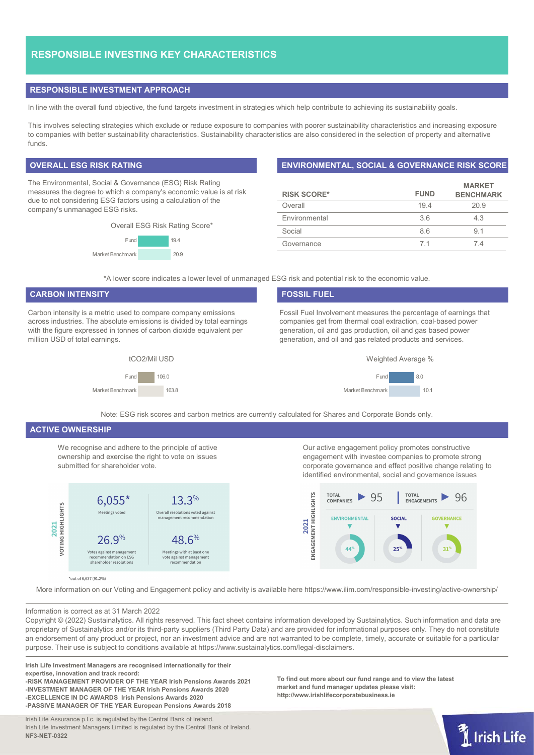# RESPONSIBLE INVESTING KEY CHARACTERISTICS

## RESPONSIBLE INVESTMENT APPROACH

In line with the overall fund objective, the fund targets investment in strategies which help contribute to achieving its sustainability goals.

This involves selecting strategies which exclude or reduce exposure to companies with poorer sustainability characteristics and increasing exposure to companies with better sustainability characteristics. Sustainability characteristics are also considered in the selection of property and alternative funds.

## OVERALL ESG RISK RATING

The Environmental, Social & Governance (ESG) Risk Rating measures the degree to which a company's economic value is at risk due to not considering ESG factors using a calculation of the company's unmanaged ESG risks.

Overall ESG Risk Rating Score*

Fund 19.4

Market Benchmark 20.9

## ENVIRONMENTAL, SOCIAL & GOVERNANCE RISK SCORE

| RISK SCORE* | FUND | MARKET BENCHMARK |
|---|---|---|
| Overall | 19.4 | 20.9 |
| Environmental | 3.6 | 4.3 |
| Social | 8.6 | 9.1 |
| Governance | 7.1 | 7.4 |

*A lower score indicates a lower level of unmanaged ESG risk and potential risk to the economic value.

## CARBON INTENSITY

Carbon intensity is a metric used to compare company emissions across industries. The absolute emissions is divided by total earnings with the figure expressed in tonnes of carbon dioxide equivalent per million USD of total earnings.

$tCO_2$/Mil USD

Fund 106.0

Market Benchmark 163.8

## FOSSIL FUEL

Fossil Fuel Involvement measures the percentage of earnings that companies get from thermal coal extraction, coal-based power generation, oil and gas production, oil and gas based power generation, and oil and gas related products and services.

Weighted Average %

Fund 8.0

Market Benchmark 10.1

Note: ESG risk scores and carbon metrics are currently calculated for Shares and Corporate Bonds only.

## ACTIVE OWNERSHIP

We recognise and adhere to the principle of active ownership and exercise the right to vote on issues submitted for shareholder vote.

Our active engagement policy promotes constructive engagement with investee companies to promote strong corporate governance and effect positive change relating to identified environmental, social and governance issues

**2021 VOTING HIGHLIGHTS**

6,055* Meetings voted

13.3% Overall resolutions voted against management recommendation

26.9% Votes against management recommendation on ESG shareholder resolutions

48.6% Meetings with at least one vote against management recommendation

*out of 6,637 (91.2%)

**2021 ENGAGEMENT HIGHLIGHTS**

TOTAL COMPANIES 95

TOTAL ENGAGEMENTS 96

ENVIRONMENTAL 44%

SOCIAL 25%

GOVERNANCE 31%

More information on our Voting and Engagement policy and activity is available here https://www.ilim.com/responsible-investing/active-ownership/

Information is correct as at 31 March 2022

Copyright © (2022) Sustainalytics. All rights reserved. This fact sheet contains information developed by Sustainalytics. Such information and data are proprietary of Sustainalytics and/or its third-party suppliers (Third Party Data) and are provided for informational purposes only. They do not constitute an endorsement of any product or project, nor an investment advice and are not warranted to be complete, timely, accurate or suitable for a particular purpose. Their use is subject to conditions available at https://www.sustainalytics.com/legal-disclaimers.

**Irish Life Investment Managers are recognised internationally for their expertise, innovation and track record:**
**-RISK MANAGEMENT PROVIDER OF THE YEAR Irish Pensions Awards 2021**
**-INVESTMENT MANAGER OF THE YEAR Irish Pensions Awards 2020**
**-EXCELLENCE IN DC AWARDS Irish Pensions Awards 2020**
**-PASSIVE MANAGER OF THE YEAR European Pensions Awards 2018**

**To find out more about our fund range and to view the latest market and fund manager updates please visit: http://www.irishlifecorporatebusiness.ie**

Irish Life Assurance p.l.c. is regulated by the Central Bank of Ireland.
Irish Life Investment Managers Limited is regulated by the Central Bank of Ireland.
**NF3-NET-0322**

Irish Life